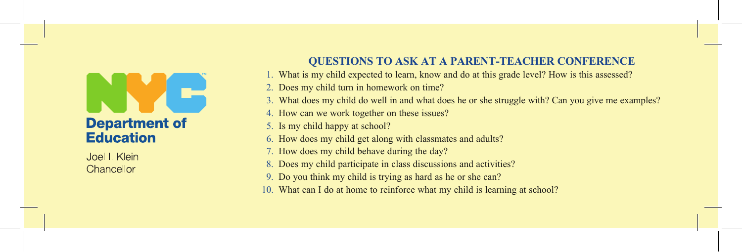NYC Department of Education

Joel I. Klein
Chancellor

## QUESTIONS TO ASK AT A PARENT-TEACHER CONFERENCE

1. What is my child expected to learn, know and do at this grade level? How is this assessed?
2. Does my child turn in homework on time?
3. What does my child do well in and what does he or she struggle with? Can you give me examples?
4. How can we work together on these issues?
5. Is my child happy at school?
6. How does my child get along with classmates and adults?
7. How does my child behave during the day?
8. Does my child participate in class discussions and activities?
9. Do you think my child is trying as hard as he or she can?
10. What can I do at home to reinforce what my child is learning at school?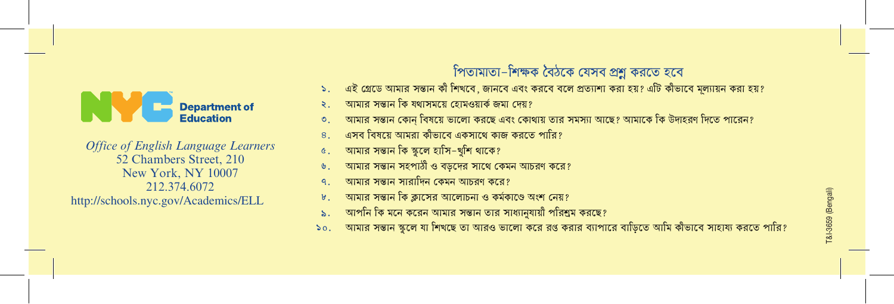NYC Department of Education

*Office of English Language Learners*
52 Chambers Street, 210
New York, NY 10007
212.374.6072
http://schools.nyc.gov/Academics/ELL

## পিতামাতা-শিক্ষক বৈঠকে যেসব প্রশ্ন করতে হবে

১. এই গ্রেডে আমার সন্তান কী শিখবে, জানবে এবং করবে বলে প্রত্যাশা করা হয়? এটি কীভাবে মূল্যায়ন করা হয়?
২. আমার সন্তান কি যথাসময়ে হোমওয়ার্ক জমা দেয়?
৩. আমার সন্তান কোন্ বিষয়ে ভালো করছে এবং কোথায় তার সমস্যা আছে? আমাকে কি উদাহরণ দিতে পারেন?
৪. এসব বিষয়ে আমরা কীভাবে একসাথে কাজ করতে পারি?
৫. আমার সন্তান কি স্কুলে হাসি-খুশি থাকে?
৬. আমার সন্তান সহপাঠী ও বড়দের সাথে কেমন আচরণ করে?
৭. আমার সন্তান সারাদিন কেমন আচরণ করে?
৮. আমার সন্তান কি ক্লাসের আলোচনা ও কর্মকাণ্ডে অংশ নেয়?
৯. আপনি কি মনে করেন আমার সন্তান তার সাধ্যানুযায়ী পরিশ্রম করছে?
১০. আমার সন্তান স্কুলে যা শিখছে তা আরও ভালো করে রপ্ত করার ব্যাপারে বাড়িতে আমি কীভাবে সাহায্য করতে পারি?

T&I-3659 (Bengali)